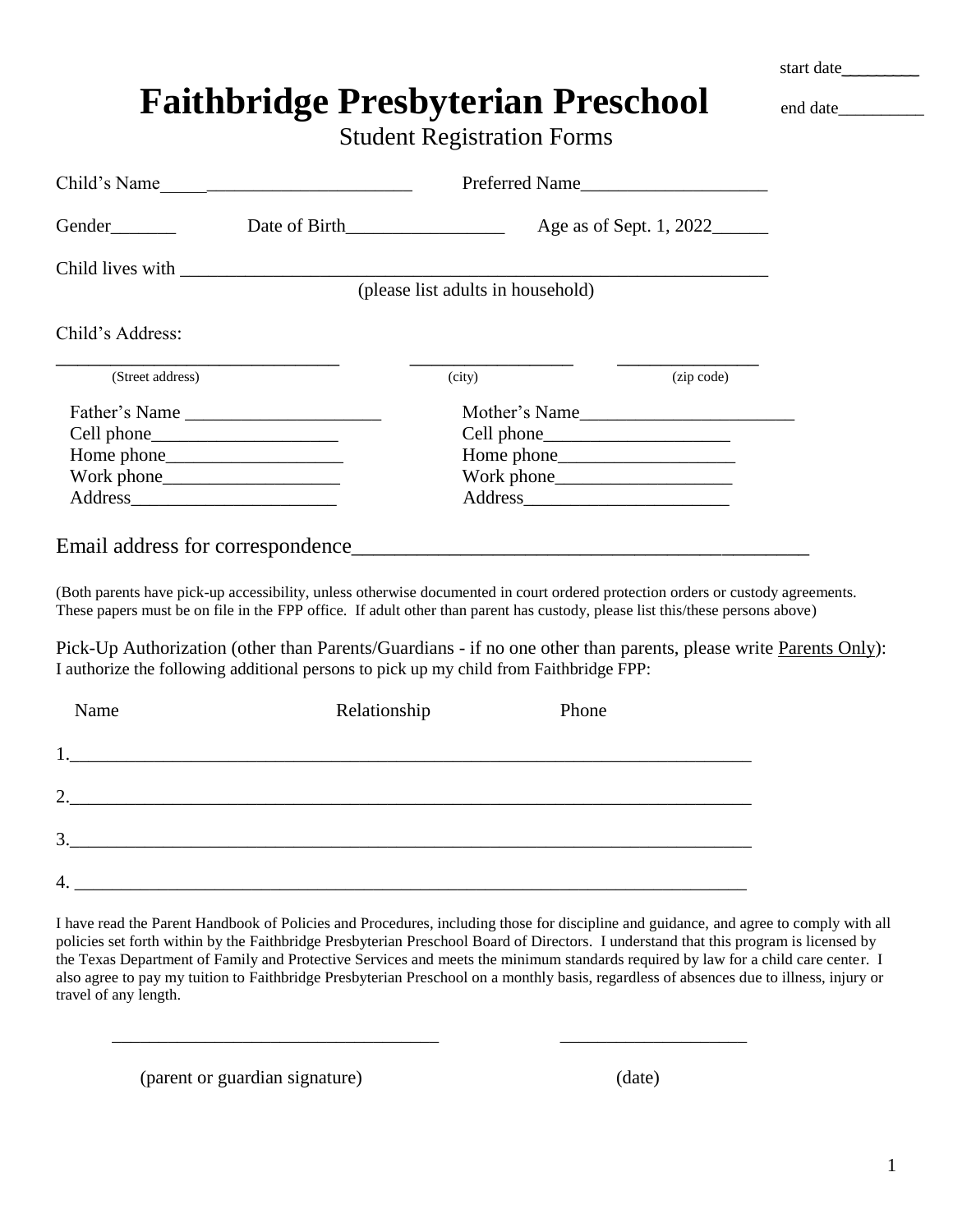start date________

end date_________

# Faithbridge Presbyterian Preschool

## Student Registration Forms

Child's Name___________________________ Preferred Name____________________

Gender_______ Date of Birth_________________ Age as of Sept. 1, 2022______

Child lives with _________________________________________________________________
(please list adults in household)

Child's Address:

_______________________________ _________________ _______________
(Street address) (city) (zip code)

| | |
|---|---|
| Father's Name _____________________ | Mother's Name_______________________ |
| Cell phone____________________ | Cell phone____________________ |
| Home phone___________________ | Home phone___________________ |
| Work phone___________________ | Work phone___________________ |
| Address______________________ | Address______________________ |

Email address for correspondence____________________________________________

(Both parents have pick-up accessibility, unless otherwise documented in court ordered protection orders or custody agreements. These papers must be on file in the FPP office. If adult other than parent has custody, please list this/these persons above)

Pick-Up Authorization (other than Parents/Guardians - if no one other than parents, please write Parents Only):
I authorize the following additional persons to pick up my child from Faithbridge FPP:

Name Relationship Phone

1.___________________________________________________________________________

2.___________________________________________________________________________

3.___________________________________________________________________________

4. __________________________________________________________________________

I have read the Parent Handbook of Policies and Procedures, including those for discipline and guidance, and agree to comply with all policies set forth within by the Faithbridge Presbyterian Preschool Board of Directors. I understand that this program is licensed by the Texas Department of Family and Protective Services and meets the minimum standards required by law for a child care center. I also agree to pay my tuition to Faithbridge Presbyterian Preschool on a monthly basis, regardless of absences due to illness, injury or travel of any length.

__________________________________ ____________________

(parent or guardian signature) (date)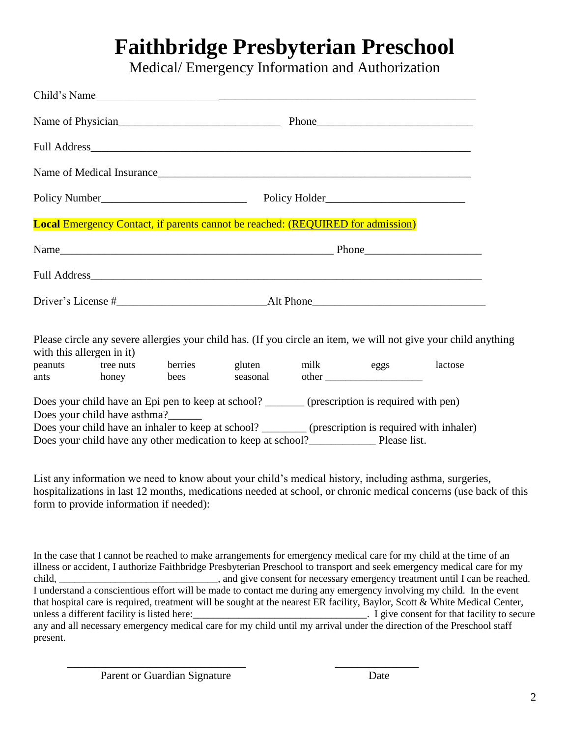# Faithbridge Presbyterian Preschool

Medical/ Emergency Information and Authorization

Child's Name_______________________________________________________________________

Name of Physician_____________________________ Phone___________________________

Full Address_______________________________________________________________________

Name of Medical Insurance__________________________________________________________

Policy Number__________________________ Policy Holder_________________________

**Local** Emergency Contact, if parents cannot be reached: (REQUIRED for admission)

Name___________________________________________________ Phone_____________________

Full Address_________________________________________________________________________

Driver's License #___________________________Alt Phone_______________________________

Please circle any severe allergies your child has. (If you circle an item, we will not give your child anything with this allergen in it)

| | | | | | | |
|---|---|---|---|---|---|---|
| peanuts | tree nuts | berries | gluten | milk | eggs | lactose |
| ants | honey | bees | seasonal | other ___________________ | | |

Does your child have an Epi pen to keep at school? _______ (prescription is required with pen)
Does your child have asthma?______
Does your child have an inhaler to keep at school? ________ (prescription is required with inhaler)
Does your child have any other medication to keep at school?____________ Please list.

List any information we need to know about your child's medical history, including asthma, surgeries, hospitalizations in last 12 months, medications needed at school, or chronic medical concerns (use back of this form to provide information if needed):

In the case that I cannot be reached to make arrangements for emergency medical care for my child at the time of an illness or accident, I authorize Faithbridge Presbyterian Preschool to transport and seek emergency medical care for my child, _______________________________, and give consent for necessary emergency treatment until I can be reached. I understand a conscientious effort will be made to contact me during any emergency involving my child. In the event that hospital care is required, treatment will be sought at the nearest ER facility, Baylor, Scott & White Medical Center, unless a different facility is listed here:_________________________________. I give consent for that facility to secure any and all necessary emergency medical care for my child until my arrival under the direction of the Preschool staff present.

_________________________________ _______________
Parent or Guardian Signature Date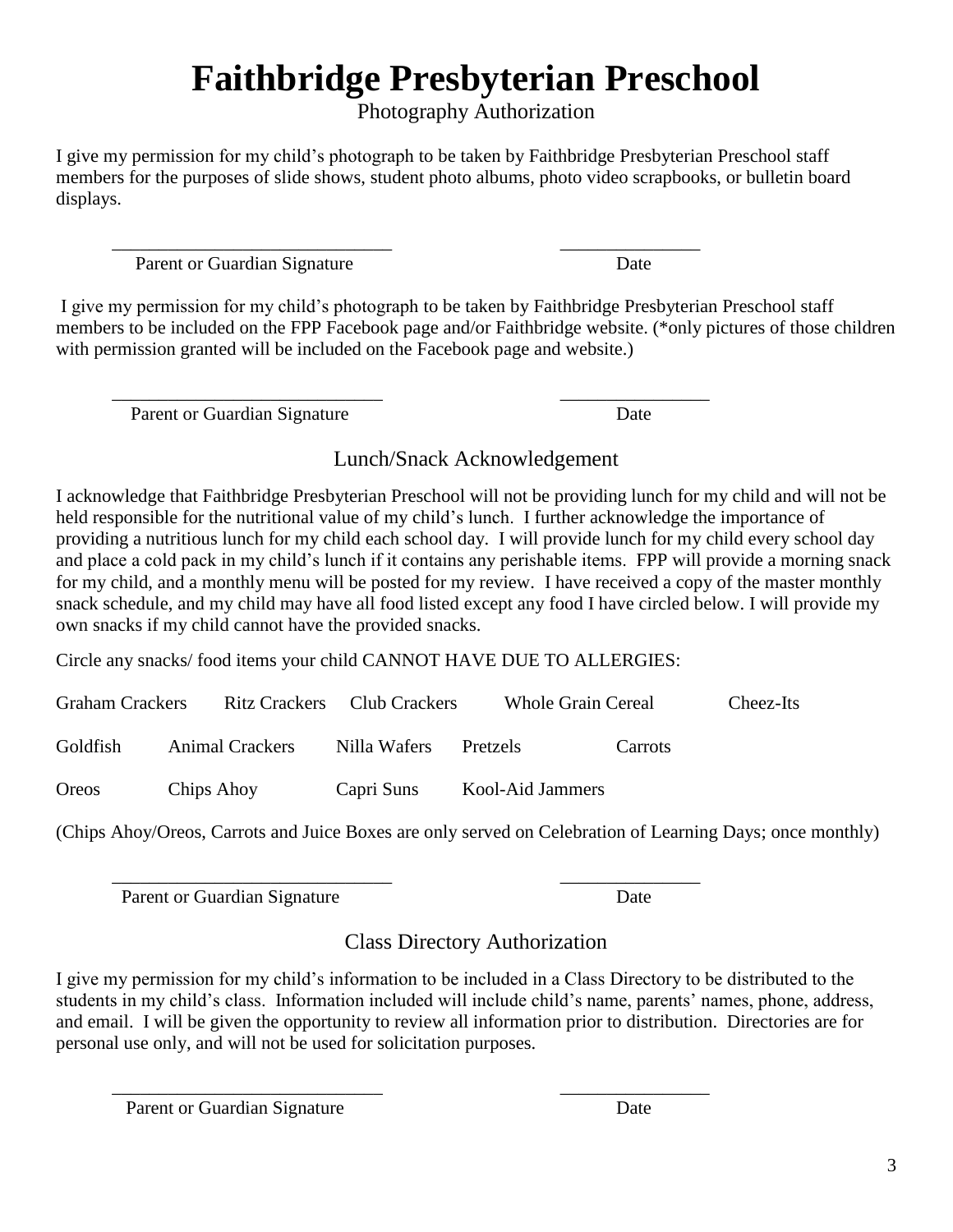# Faithbridge Presbyterian Preschool

Photography Authorization

I give my permission for my child's photograph to be taken by Faithbridge Presbyterian Preschool staff members for the purposes of slide shows, student photo albums, photo video scrapbooks, or bulletin board displays.

_____________________________ _______________

Parent or Guardian Signature Date

I give my permission for my child's photograph to be taken by Faithbridge Presbyterian Preschool staff members to be included on the FPP Facebook page and/or Faithbridge website. (*only pictures of those children with permission granted will be included on the Facebook page and website.)

_____________________________ _______________

Parent or Guardian Signature Date

## Lunch/Snack Acknowledgement

I acknowledge that Faithbridge Presbyterian Preschool will not be providing lunch for my child and will not be held responsible for the nutritional value of my child's lunch. I further acknowledge the importance of providing a nutritious lunch for my child each school day. I will provide lunch for my child every school day and place a cold pack in my child's lunch if it contains any perishable items. FPP will provide a morning snack for my child, and a monthly menu will be posted for my review. I have received a copy of the master monthly snack schedule, and my child may have all food listed except any food I have circled below. I will provide my own snacks if my child cannot have the provided snacks.

Circle any snacks/ food items your child CANNOT HAVE DUE TO ALLERGIES:

Graham Crackers    Ritz Crackers    Club Crackers    Whole Grain Cereal    Cheez-Its

Goldfish    Animal Crackers    Nilla Wafers    Pretzels    Carrots

Oreos    Chips Ahoy    Capri Suns    Kool-Aid Jammers

(Chips Ahoy/Oreos, Carrots and Juice Boxes are only served on Celebration of Learning Days; once monthly)

_____________________________ _______________

Parent or Guardian Signature Date

## Class Directory Authorization

I give my permission for my child's information to be included in a Class Directory to be distributed to the students in my child's class. Information included will include child's name, parents' names, phone, address, and email. I will be given the opportunity to review all information prior to distribution. Directories are for personal use only, and will not be used for solicitation purposes.

_____________________________ _______________

Parent or Guardian Signature Date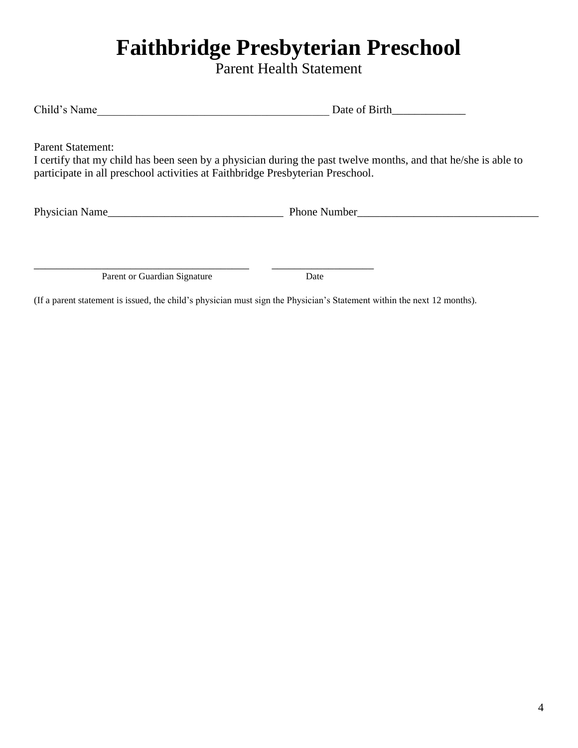# Faithbridge Presbyterian Preschool

Parent Health Statement

Child's Name\_\_\_\_\_\_\_\_\_\_\_\_\_\_\_\_\_\_\_\_\_\_\_\_\_\_\_\_\_\_\_\_\_\_\_\_\_\_\_\_\_\_ Date of Birth\_\_\_\_\_\_\_\_\_\_\_\_\_

Parent Statement:
I certify that my child has been seen by a physician during the past twelve months, and that he/she is able to participate in all preschool activities at Faithbridge Presbyterian Preschool.

Physician Name\_\_\_\_\_\_\_\_\_\_\_\_\_\_\_\_\_\_\_\_\_\_\_\_\_\_\_\_\_\_\_\_ Phone Number\_\_\_\_\_\_\_\_\_\_\_\_\_\_\_\_\_\_\_\_\_\_\_\_\_\_\_\_\_\_\_\_\_

\_\_\_\_\_\_\_\_\_\_\_\_\_\_\_\_\_\_\_\_\_\_\_\_\_\_\_\_\_\_\_\_\_\_\_\_\_\_\_ \_\_\_\_\_\_\_\_\_\_\_\_\_\_\_\_\_\_\_
Parent or Guardian Signature Date

(If a parent statement is issued, the child's physician must sign the Physician's Statement within the next 12 months).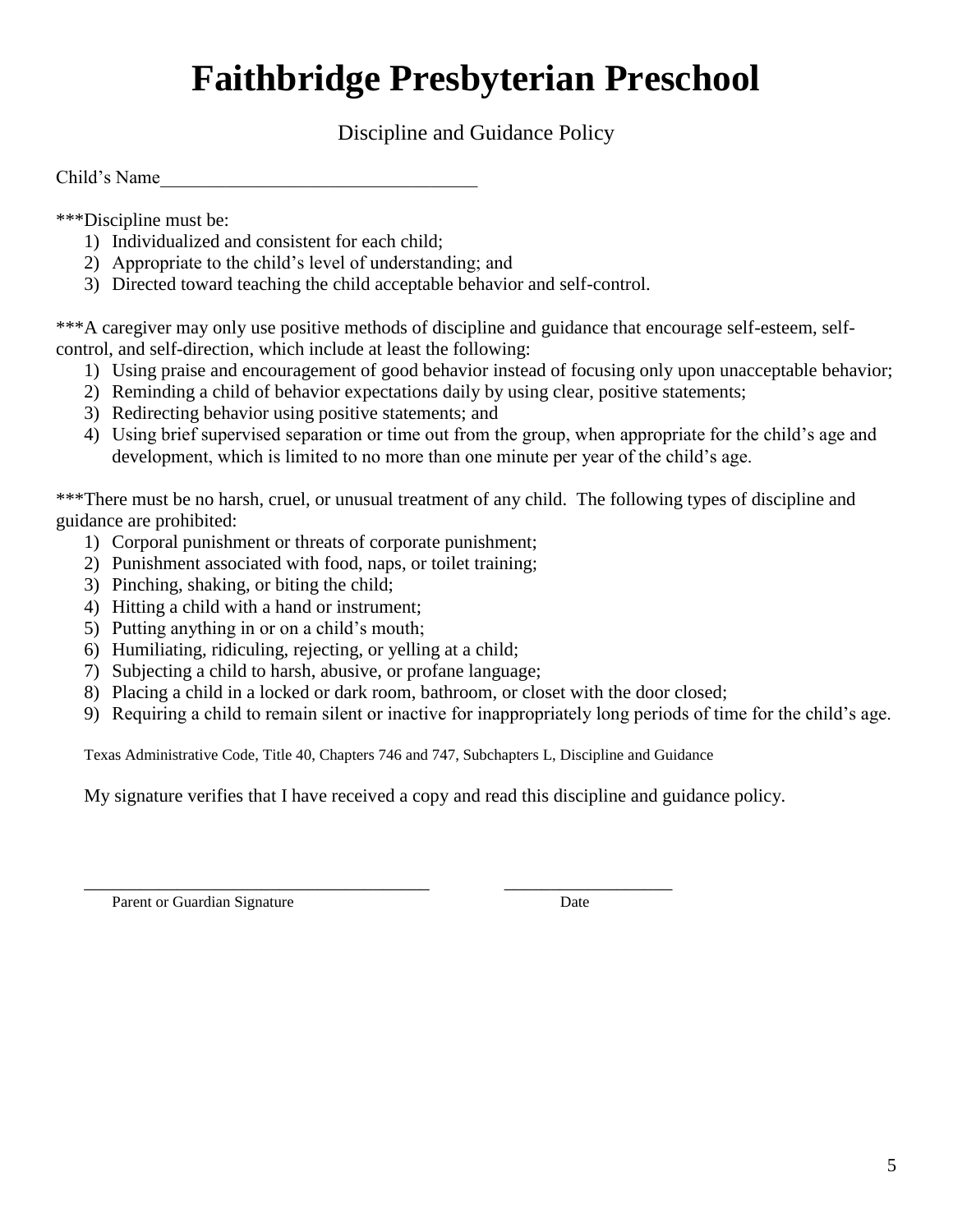# Faithbridge Presbyterian Preschool

Discipline and Guidance Policy

Child's Name__________________________________

***Discipline must be:

1) Individualized and consistent for each child;
2) Appropriate to the child's level of understanding; and
3) Directed toward teaching the child acceptable behavior and self-control.

***A caregiver may only use positive methods of discipline and guidance that encourage self-esteem, self-control, and self-direction, which include at least the following:

1) Using praise and encouragement of good behavior instead of focusing only upon unacceptable behavior;
2) Reminding a child of behavior expectations daily by using clear, positive statements;
3) Redirecting behavior using positive statements; and
4) Using brief supervised separation or time out from the group, when appropriate for the child's age and development, which is limited to no more than one minute per year of the child's age.

***There must be no harsh, cruel, or unusual treatment of any child. The following types of discipline and guidance are prohibited:

1) Corporal punishment or threats of corporate punishment;
2) Punishment associated with food, naps, or toilet training;
3) Pinching, shaking, or biting the child;
4) Hitting a child with a hand or instrument;
5) Putting anything in or on a child's mouth;
6) Humiliating, ridiculing, rejecting, or yelling at a child;
7) Subjecting a child to harsh, abusive, or profane language;
8) Placing a child in a locked or dark room, bathroom, or closet with the door closed;
9) Requiring a child to remain silent or inactive for inappropriately long periods of time for the child's age.

Texas Administrative Code, Title 40, Chapters 746 and 747, Subchapters L, Discipline and Guidance

My signature verifies that I have received a copy and read this discipline and guidance policy.

_______________________________________ ___________________

Parent or Guardian Signature Date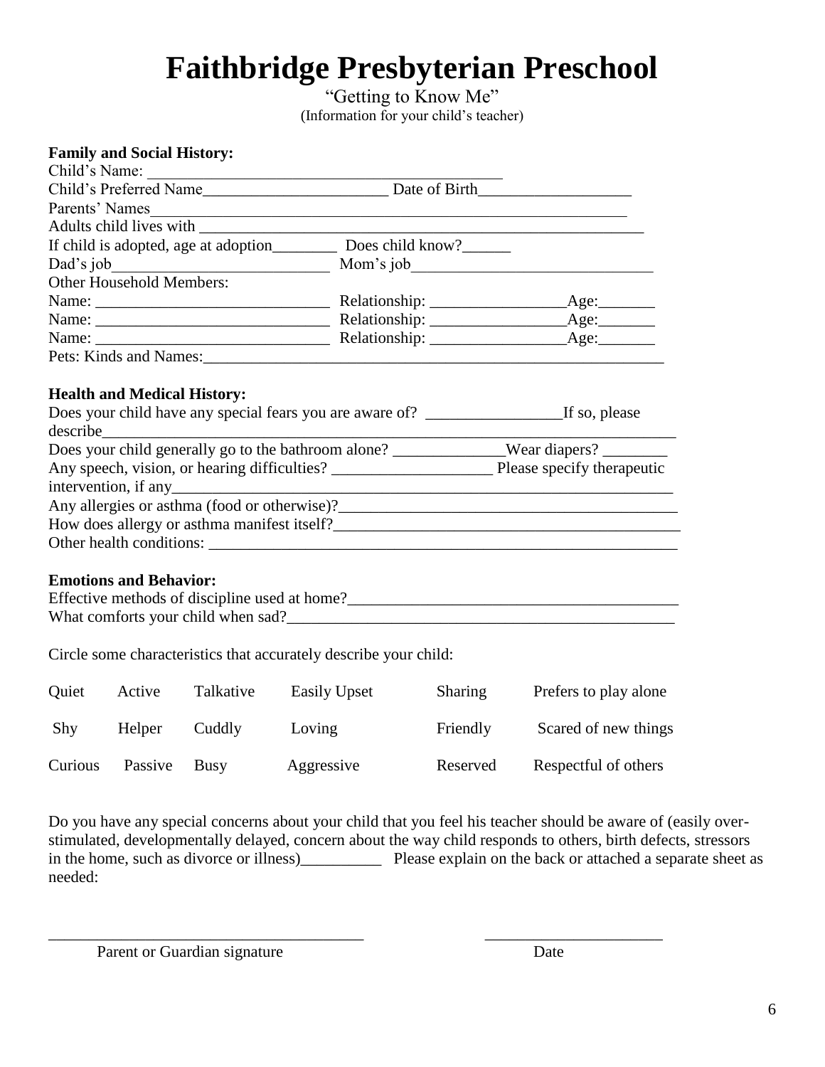# Faithbridge Presbyterian Preschool

"Getting to Know Me"
(Information for your child's teacher)

**Family and Social History:**

Child's Name: ____________________________________________

Child's Preferred Name_______________________ Date of Birth___________________

Parents' Names_____________________________________________________________

Adults child lives with _________________________________________________________

If child is adopted, age at adoption________ Does child know?______

Dad's job__________________________ Mom's job______________________________

Other Household Members:

Name: _____________________________ Relationship: ________________Age:_______

Name: _____________________________ Relationship: ________________Age:_______

Name: _____________________________ Relationship: ________________Age:_______

Pets: Kinds and Names:___________________________________________________________

**Health and Medical History:**

Does your child have any special fears you are aware of? _________________If so, please describe_________________________________________________________________________

Does your child generally go to the bathroom alone? ______________Wear diapers? ________

Any speech, vision, or hearing difficulties? ____________________ Please specify therapeutic intervention, if any___________________________________________________________________

Any allergies or asthma (food or otherwise)?__________________________________________

How does allergy or asthma manifest itself?___________________________________________

Other health conditions: ___________________________________________________________

**Emotions and Behavior:**

Effective methods of discipline used at home?_________________________________________

What comforts your child when sad?_________________________________________________

Circle some characteristics that accurately describe your child:

| | | | | | |
|---|---|---|---|---|---|
| Quiet | Active | Talkative | Easily Upset | Sharing | Prefers to play alone |
| Shy | Helper | Cuddly | Loving | Friendly | Scared of new things |
| Curious | Passive | Busy | Aggressive | Reserved | Respectful of others |

Do you have any special concerns about your child that you feel his teacher should be aware of (easily over-stimulated, developmentally delayed, concern about the way child responds to others, birth defects, stressors in the home, such as divorce or illness)__________ Please explain on the back or attached a separate sheet as needed:

_______________________________________ ______________________

Parent or Guardian signature Date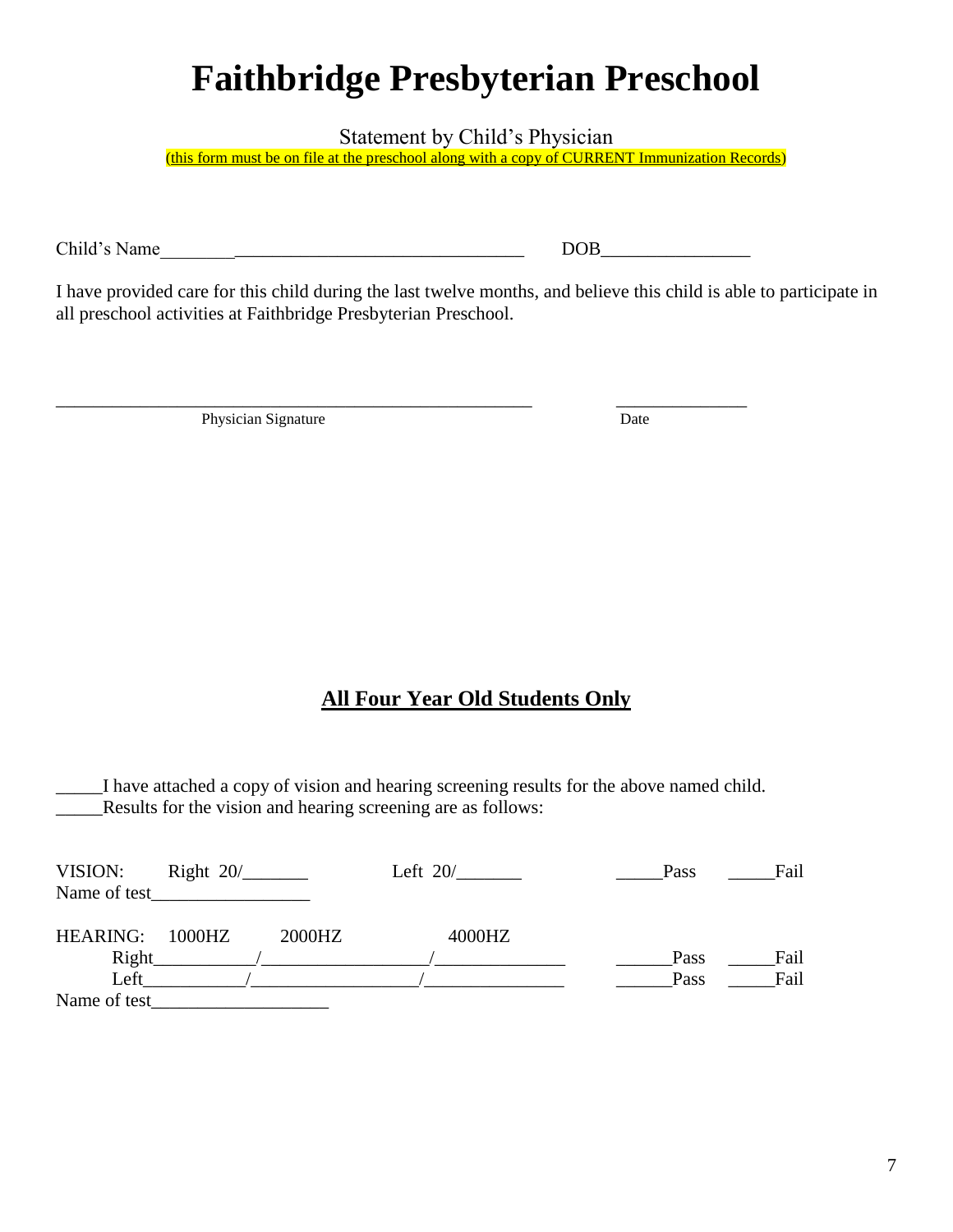# Faithbridge Presbyterian Preschool

Statement by Child's Physician

(this form must be on file at the preschool along with a copy of CURRENT Immunization Records)

Child's Name________________________________________ DOB________________

I have provided care for this child during the last twelve months, and believe this child is able to participate in all preschool activities at Faithbridge Presbyterian Preschool.

_____________________________________________________ _______________

Physician Signature Date

## All Four Year Old Students Only

_____I have attached a copy of vision and hearing screening results for the above named child.

_____Results for the vision and hearing screening are as follows:

VISION: Right 20/_______ Left 20/_______ _____Pass _____Fail

Name of test_________________

HEARING: 1000HZ 2000HZ 4000HZ

Right___________/__________________/______________ ______Pass _____Fail

Left___________/__________________/_______________ ______Pass _____Fail

Name of test___________________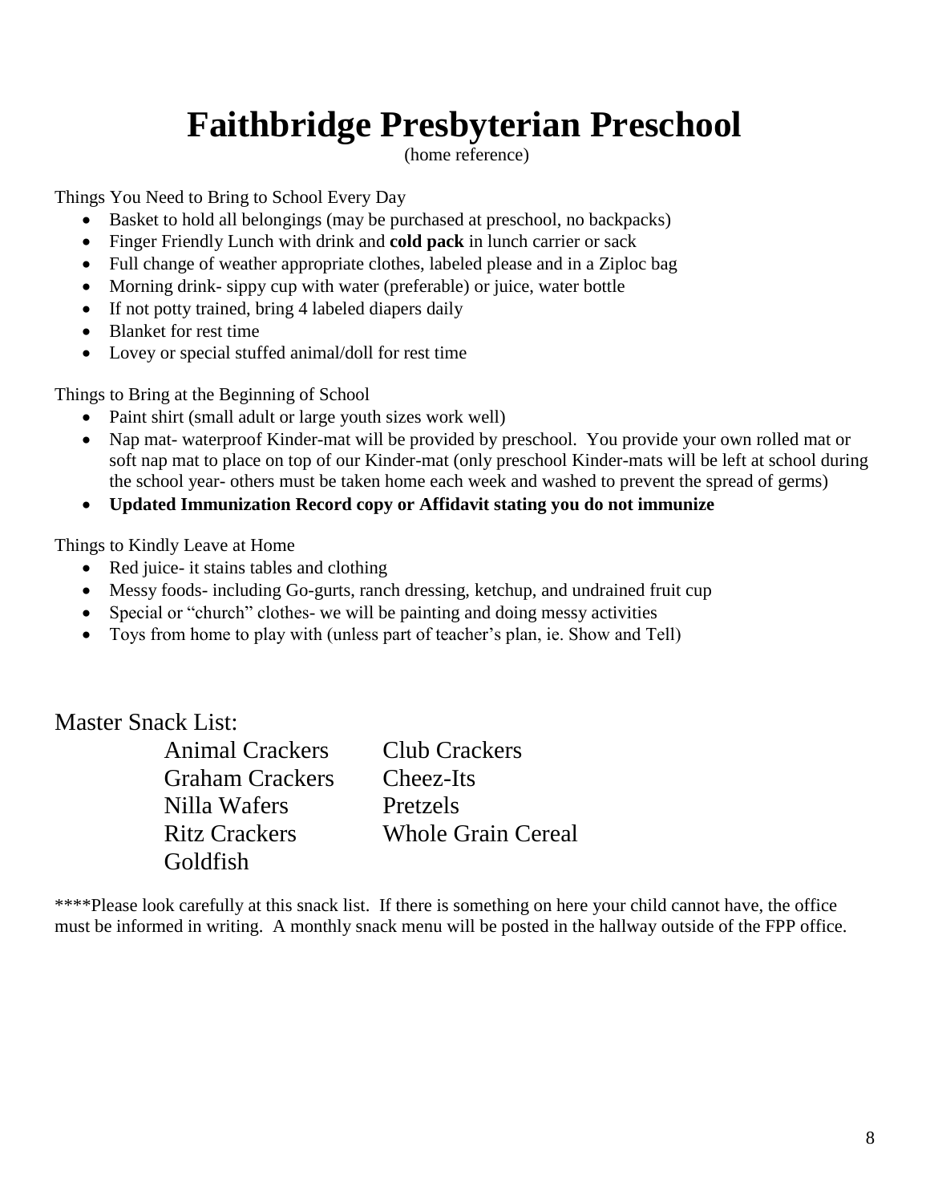# Faithbridge Presbyterian Preschool

(home reference)

Things You Need to Bring to School Every Day

- Basket to hold all belongings (may be purchased at preschool, no backpacks)
- Finger Friendly Lunch with drink and **cold pack** in lunch carrier or sack
- Full change of weather appropriate clothes, labeled please and in a Ziploc bag
- Morning drink- sippy cup with water (preferable) or juice, water bottle
- If not potty trained, bring 4 labeled diapers daily
- Blanket for rest time
- Lovey or special stuffed animal/doll for rest time

Things to Bring at the Beginning of School

- Paint shirt (small adult or large youth sizes work well)
- Nap mat- waterproof Kinder-mat will be provided by preschool. You provide your own rolled mat or soft nap mat to place on top of our Kinder-mat (only preschool Kinder-mats will be left at school during the school year- others must be taken home each week and washed to prevent the spread of germs)
- **Updated Immunization Record copy or Affidavit stating you do not immunize**

Things to Kindly Leave at Home

- Red juice- it stains tables and clothing
- Messy foods- including Go-gurts, ranch dressing, ketchup, and undrained fruit cup
- Special or "church" clothes- we will be painting and doing messy activities
- Toys from home to play with (unless part of teacher's plan, ie. Show and Tell)

Master Snack List:

| | |
|---|---|
| Animal Crackers | Club Crackers |
| Graham Crackers | Cheez-Its |
| Nilla Wafers | Pretzels |
| Ritz Crackers | Whole Grain Cereal |
| Goldfish | |

****Please look carefully at this snack list. If there is something on here your child cannot have, the office must be informed in writing. A monthly snack menu will be posted in the hallway outside of the FPP office.